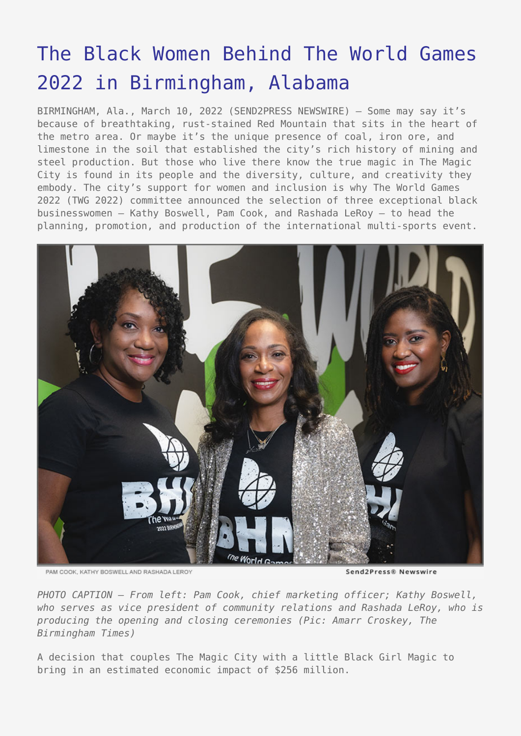# The Black Women Behind The World Games 2022 in Birmingham, Alabama

BIRMINGHAM, Ala., March 10, 2022 (SEND2PRESS NEWSWIRE) — Some may say it's because of breathtaking, rust-stained Red Mountain that sits in the heart of the metro area. Or maybe it's the unique presence of coal, iron ore, and limestone in the soil that established the city's rich history of mining and steel production. But those who live there know the true magic in The Magic City is found in its people and the diversity, culture, and creativity they embody. The city's support for women and inclusion is why The World Games 2022 (TWG 2022) committee announced the selection of three exceptional black businesswomen – Kathy Boswell, Pam Cook, and Rashada LeRoy – to head the planning, promotion, and production of the international multi-sports event.

PAM COOK, KATHY BOSWELL AND RASHADA LEROY

Send2Press® Newswire

*PHOTO CAPTION – From left: Pam Cook, chief marketing officer; Kathy Boswell, who serves as vice president of community relations and Rashada LeRoy, who is producing the opening and closing ceremonies (Pic: Amarr Croskey, The Birmingham Times)*

A decision that couples The Magic City with a little Black Girl Magic to bring in an estimated economic impact of $256 million.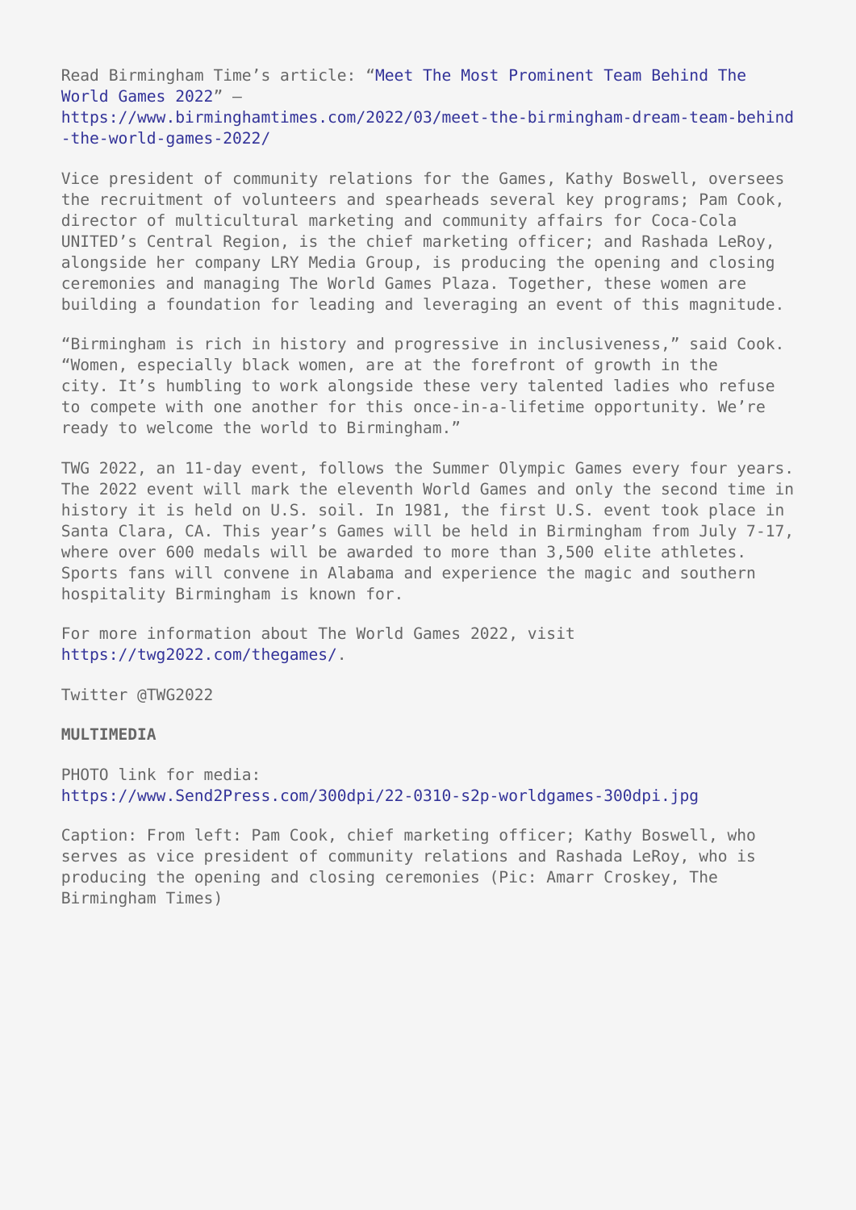Read Birmingham Time's article: "Meet The Most Prominent Team Behind The World Games 2022" – https://www.birminghamtimes.com/2022/03/meet-the-birmingham-dream-team-behind-the-world-games-2022/

Vice president of community relations for the Games, Kathy Boswell, oversees the recruitment of volunteers and spearheads several key programs; Pam Cook, director of multicultural marketing and community affairs for Coca-Cola UNITED's Central Region, is the chief marketing officer; and Rashada LeRoy, alongside her company LRY Media Group, is producing the opening and closing ceremonies and managing The World Games Plaza. Together, these women are building a foundation for leading and leveraging an event of this magnitude.

"Birmingham is rich in history and progressive in inclusiveness," said Cook. "Women, especially black women, are at the forefront of growth in the city. It's humbling to work alongside these very talented ladies who refuse to compete with one another for this once-in-a-lifetime opportunity. We're ready to welcome the world to Birmingham."

TWG 2022, an 11-day event, follows the Summer Olympic Games every four years. The 2022 event will mark the eleventh World Games and only the second time in history it is held on U.S. soil. In 1981, the first U.S. event took place in Santa Clara, CA. This year's Games will be held in Birmingham from July 7-17, where over 600 medals will be awarded to more than 3,500 elite athletes. Sports fans will convene in Alabama and experience the magic and southern hospitality Birmingham is known for.

For more information about The World Games 2022, visit https://twg2022.com/thegames/.

Twitter @TWG2022

**MULTIMEDIA**

PHOTO link for media: https://www.Send2Press.com/300dpi/22-0310-s2p-worldgames-300dpi.jpg

Caption: From left: Pam Cook, chief marketing officer; Kathy Boswell, who serves as vice president of community relations and Rashada LeRoy, who is producing the opening and closing ceremonies (Pic: Amarr Croskey, The Birmingham Times)